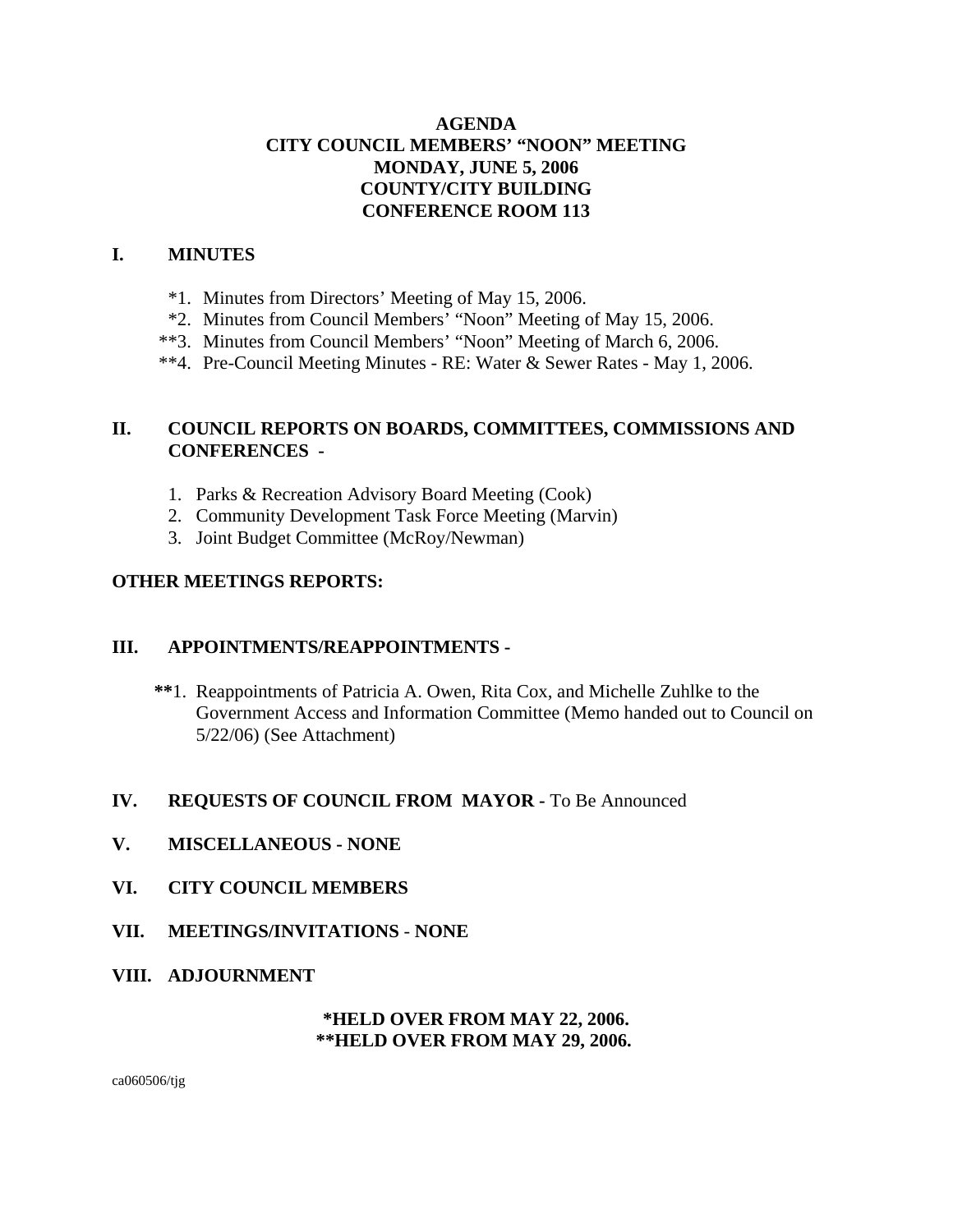# AGENDA
# CITY COUNCIL MEMBERS' "NOON" MEETING
# MONDAY, JUNE 5, 2006
# COUNTY/CITY BUILDING
# CONFERENCE ROOM 113

## I. MINUTES

*1. Minutes from Directors' Meeting of May 15, 2006.
*2. Minutes from Council Members' "Noon" Meeting of May 15, 2006.
**3. Minutes from Council Members' "Noon" Meeting of March 6, 2006.
**4. Pre-Council Meeting Minutes - RE: Water & Sewer Rates - May 1, 2006.

## II. COUNCIL REPORTS ON BOARDS, COMMITTEES, COMMISSIONS AND CONFERENCES -

1. Parks & Recreation Advisory Board Meeting (Cook)
2. Community Development Task Force Meeting (Marvin)
3. Joint Budget Committee (McRoy/Newman)

## OTHER MEETINGS REPORTS:

## III. APPOINTMENTS/REAPPOINTMENTS -

**1. Reappointments of Patricia A. Owen, Rita Cox, and Michelle Zuhlke to the Government Access and Information Committee (Memo handed out to Council on 5/22/06) (See Attachment)

## IV. REQUESTS OF COUNCIL FROM MAYOR - To Be Announced

## V. MISCELLANEOUS - NONE

## VI. CITY COUNCIL MEMBERS

## VII. MEETINGS/INVITATIONS - NONE

## VIII. ADJOURNMENT

**\*HELD OVER FROM MAY 22, 2006.**
**\*\*HELD OVER FROM MAY 29, 2006.**

ca060506/tjg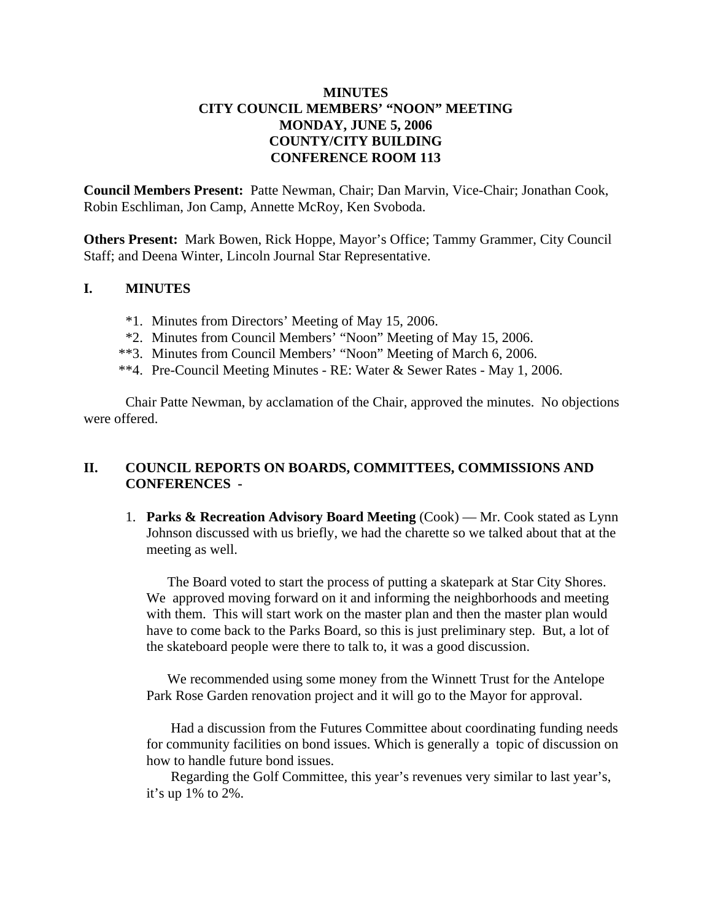**MINUTES**
**CITY COUNCIL MEMBERS' "NOON" MEETING**
**MONDAY, JUNE 5, 2006**
**COUNTY/CITY BUILDING**
**CONFERENCE ROOM 113**

**Council Members Present:** Patte Newman, Chair; Dan Marvin, Vice-Chair; Jonathan Cook, Robin Eschliman, Jon Camp, Annette McRoy, Ken Svoboda.

**Others Present:** Mark Bowen, Rick Hoppe, Mayor's Office; Tammy Grammer, City Council Staff; and Deena Winter, Lincoln Journal Star Representative.

## I. MINUTES

*1. Minutes from Directors' Meeting of May 15, 2006.
*2. Minutes from Council Members' "Noon" Meeting of May 15, 2006.
**3. Minutes from Council Members' "Noon" Meeting of March 6, 2006.
**4. Pre-Council Meeting Minutes - RE: Water & Sewer Rates - May 1, 2006.

Chair Patte Newman, by acclamation of the Chair, approved the minutes. No objections were offered.

## II. COUNCIL REPORTS ON BOARDS, COMMITTEES, COMMISSIONS AND CONFERENCES -

1. **Parks & Recreation Advisory Board Meeting** (Cook) — Mr. Cook stated as Lynn Johnson discussed with us briefly, we had the charette so we talked about that at the meeting as well.

   The Board voted to start the process of putting a skatepark at Star City Shores. We approved moving forward on it and informing the neighborhoods and meeting with them. This will start work on the master plan and then the master plan would have to come back to the Parks Board, so this is just preliminary step. But, a lot of the skateboard people were there to talk to, it was a good discussion.

   We recommended using some money from the Winnett Trust for the Antelope Park Rose Garden renovation project and it will go to the Mayor for approval.

   Had a discussion from the Futures Committee about coordinating funding needs for community facilities on bond issues. Which is generally a topic of discussion on how to handle future bond issues.

   Regarding the Golf Committee, this year's revenues very similar to last year's, it's up 1% to 2%.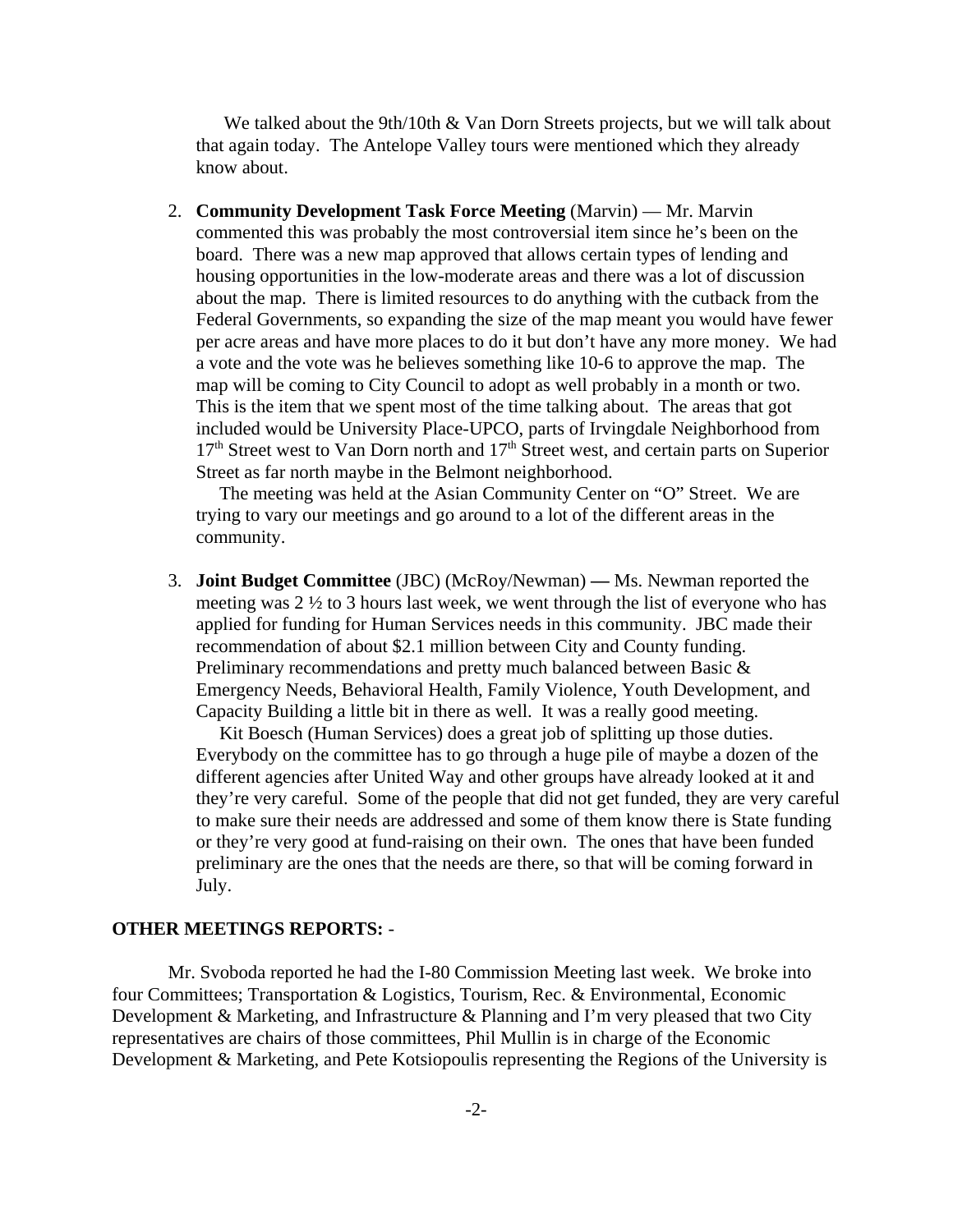We talked about the 9th/10th & Van Dorn Streets projects, but we will talk about that again today. The Antelope Valley tours were mentioned which they already know about.

2. **Community Development Task Force Meeting** (Marvin) — Mr. Marvin commented this was probably the most controversial item since he's been on the board. There was a new map approved that allows certain types of lending and housing opportunities in the low-moderate areas and there was a lot of discussion about the map. There is limited resources to do anything with the cutback from the Federal Governments, so expanding the size of the map meant you would have fewer per acre areas and have more places to do it but don't have any more money. We had a vote and the vote was he believes something like 10-6 to approve the map. The map will be coming to City Council to adopt as well probably in a month or two. This is the item that we spent most of the time talking about. The areas that got included would be University Place-UPCO, parts of Irvingdale Neighborhood from 17th Street west to Van Dorn north and 17th Street west, and certain parts on Superior Street as far north maybe in the Belmont neighborhood.

   The meeting was held at the Asian Community Center on "O" Street. We are trying to vary our meetings and go around to a lot of the different areas in the community.

3. **Joint Budget Committee** (JBC) (McRoy/Newman) **—** Ms. Newman reported the meeting was 2 ½ to 3 hours last week, we went through the list of everyone who has applied for funding for Human Services needs in this community. JBC made their recommendation of about $2.1 million between City and County funding. Preliminary recommendations and pretty much balanced between Basic & Emergency Needs, Behavioral Health, Family Violence, Youth Development, and Capacity Building a little bit in there as well. It was a really good meeting.

   Kit Boesch (Human Services) does a great job of splitting up those duties. Everybody on the committee has to go through a huge pile of maybe a dozen of the different agencies after United Way and other groups have already looked at it and they're very careful. Some of the people that did not get funded, they are very careful to make sure their needs are addressed and some of them know there is State funding or they're very good at fund-raising on their own. The ones that have been funded preliminary are the ones that the needs are there, so that will be coming forward in July.

**OTHER MEETINGS REPORTS:** -

Mr. Svoboda reported he had the I-80 Commission Meeting last week. We broke into four Committees; Transportation & Logistics, Tourism, Rec. & Environmental, Economic Development & Marketing, and Infrastructure & Planning and I'm very pleased that two City representatives are chairs of those committees, Phil Mullin is in charge of the Economic Development & Marketing, and Pete Kotsiopoulis representing the Regions of the University is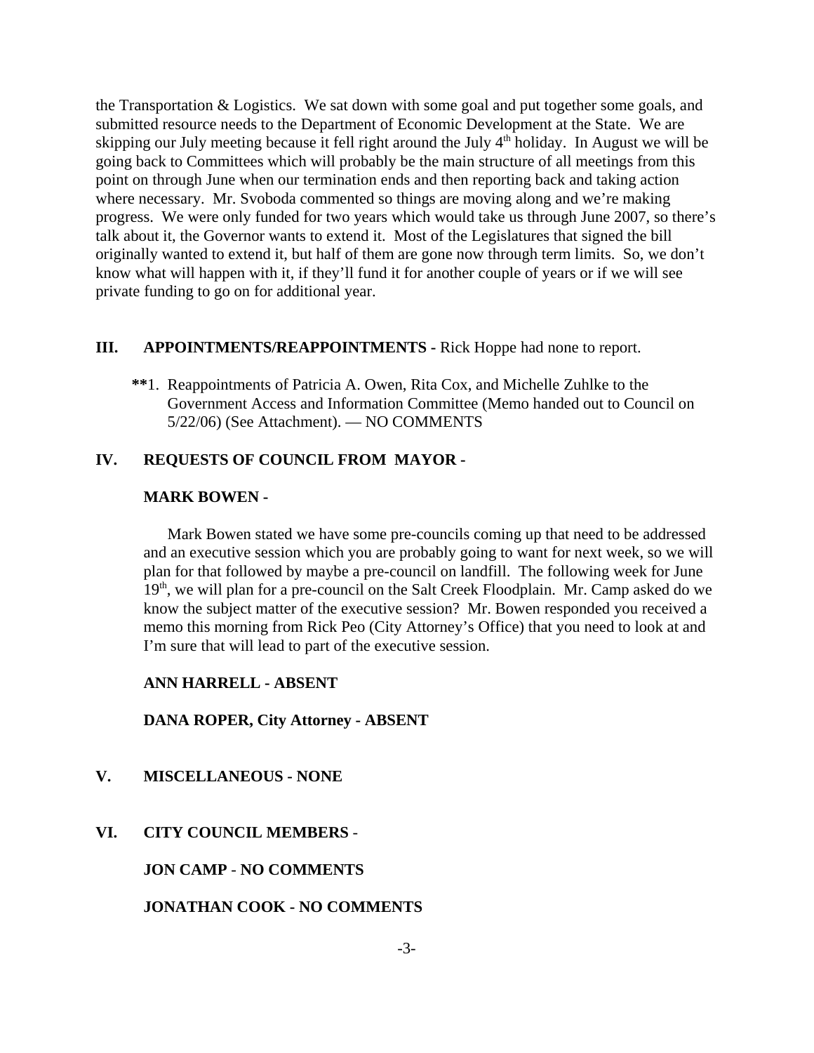the Transportation & Logistics. We sat down with some goal and put together some goals, and submitted resource needs to the Department of Economic Development at the State. We are skipping our July meeting because it fell right around the July 4th holiday. In August we will be going back to Committees which will probably be the main structure of all meetings from this point on through June when our termination ends and then reporting back and taking action where necessary. Mr. Svoboda commented so things are moving along and we're making progress. We were only funded for two years which would take us through June 2007, so there's talk about it, the Governor wants to extend it. Most of the Legislatures that signed the bill originally wanted to extend it, but half of them are gone now through term limits. So, we don't know what will happen with it, if they'll fund it for another couple of years or if we will see private funding to go on for additional year.

**III. APPOINTMENTS/REAPPOINTMENTS -** Rick Hoppe had none to report.

**\*\***1. Reappointments of Patricia A. Owen, Rita Cox, and Michelle Zuhlke to the Government Access and Information Committee (Memo handed out to Council on 5/22/06) (See Attachment). — NO COMMENTS

**IV. REQUESTS OF COUNCIL FROM MAYOR -**

**MARK BOWEN -**

Mark Bowen stated we have some pre-councils coming up that need to be addressed and an executive session which you are probably going to want for next week, so we will plan for that followed by maybe a pre-council on landfill. The following week for June 19th, we will plan for a pre-council on the Salt Creek Floodplain. Mr. Camp asked do we know the subject matter of the executive session? Mr. Bowen responded you received a memo this morning from Rick Peo (City Attorney's Office) that you need to look at and I'm sure that will lead to part of the executive session.

**ANN HARRELL - ABSENT**

**DANA ROPER, City Attorney - ABSENT**

**V. MISCELLANEOUS - NONE**

**VI. CITY COUNCIL MEMBERS -**

**JON CAMP - NO COMMENTS**

**JONATHAN COOK - NO COMMENTS**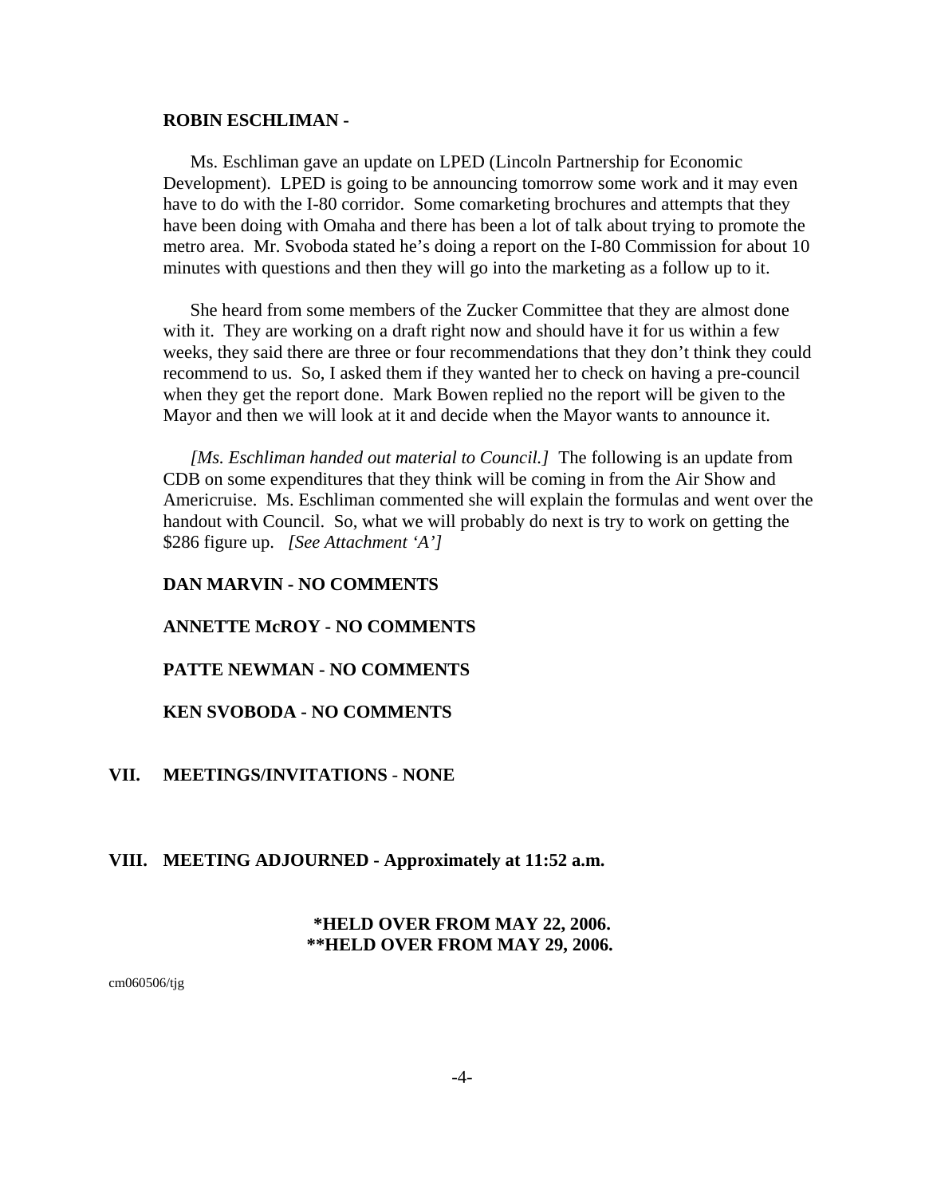**ROBIN ESCHLIMAN -**

Ms. Eschliman gave an update on LPED (Lincoln Partnership for Economic Development). LPED is going to be announcing tomorrow some work and it may even have to do with the I-80 corridor. Some comarketing brochures and attempts that they have been doing with Omaha and there has been a lot of talk about trying to promote the metro area. Mr. Svoboda stated he's doing a report on the I-80 Commission for about 10 minutes with questions and then they will go into the marketing as a follow up to it.

She heard from some members of the Zucker Committee that they are almost done with it. They are working on a draft right now and should have it for us within a few weeks, they said there are three or four recommendations that they don't think they could recommend to us. So, I asked them if they wanted her to check on having a pre-council when they get the report done. Mark Bowen replied no the report will be given to the Mayor and then we will look at it and decide when the Mayor wants to announce it.

*[Ms. Eschliman handed out material to Council.]* The following is an update from CDB on some expenditures that they think will be coming in from the Air Show and Americruise. Ms. Eschliman commented she will explain the formulas and went over the handout with Council. So, what we will probably do next is try to work on getting the $286 figure up. *[See Attachment 'A']*

**DAN MARVIN - NO COMMENTS**

**ANNETTE McROY - NO COMMENTS**

**PATTE NEWMAN - NO COMMENTS**

**KEN SVOBODA - NO COMMENTS**

## VII. MEETINGS/INVITATIONS - NONE

## VIII. MEETING ADJOURNED - Approximately at 11:52 a.m.

**\*HELD OVER FROM MAY 22, 2006.**
**\*\*HELD OVER FROM MAY 29, 2006.**

cm060506/tjg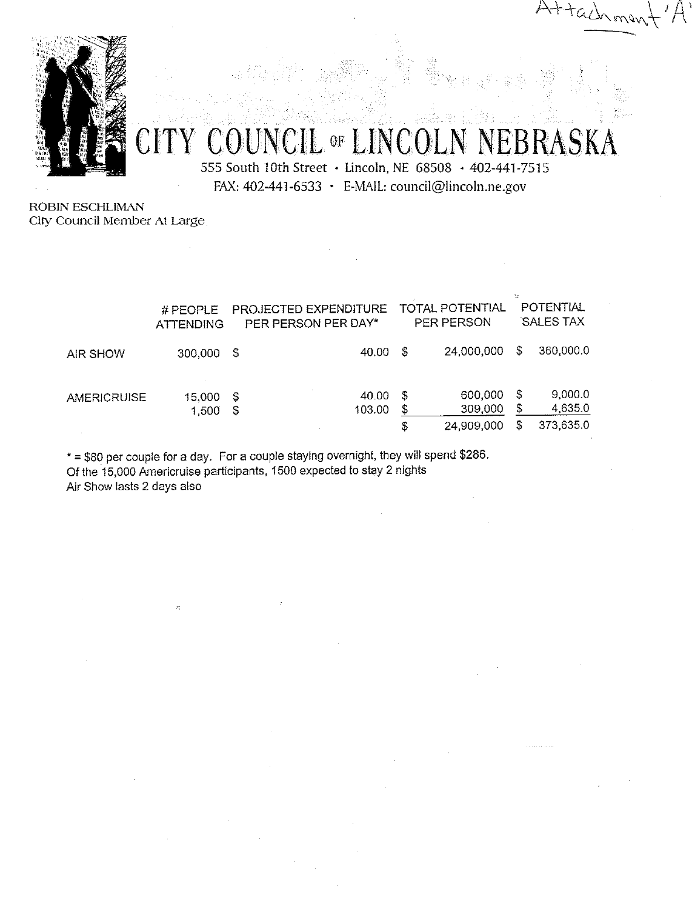Attachment 'A'

# CITY COUNCIL OF LINCOLN NEBRASKA

555 South 10th Street • Lincoln, NE 68508 • 402-441-7515

FAX: 402-441-6533 • E-MAIL: council@lincoln.ne.gov

ROBIN ESCHLIMAN
City Council Member At Large

| | # PEOPLE ATTENDING | PROJECTED EXPENDITURE PER PERSON PER DAY* | TOTAL POTENTIAL PER PERSON | POTENTIAL SALES TAX |
|---|---|---|---|---|
| AIR SHOW | 300,000 | $ 40.00 | $ 24,000,000 | $ 360,000.0 |
| AMERICRUISE | 15,000 | $ 40.00 | $ 600,000 | $ 9,000.0 |
| | 1,500 | $ 103.00 | $ 309,000 | $ 4,635.0 |
| | | | $ 24,909,000 | $ 373,635.0 |

* = $80 per couple for a day. For a couple staying overnight, they will spend $286.
Of the 15,000 Americruise participants, 1500 expected to stay 2 nights
Air Show lasts 2 days also